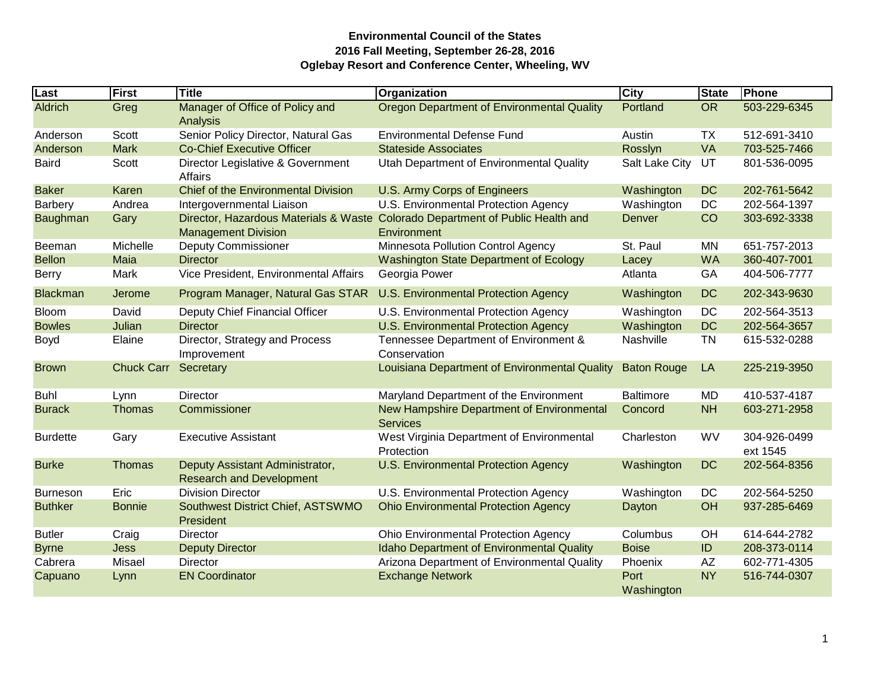**Environmental Council of the States**
**2016 Fall Meeting, September 26-28, 2016**
**Oglebay Resort and Conference Center, Wheeling, WV**

| Last | First | Title | Organization | City | State | Phone |
|---|---|---|---|---|---|---|
| Aldrich | Greg | Manager of Office of Policy and Analysis | Oregon Department of Environmental Quality | Portland | OR | 503-229-6345 |
| Anderson | Scott | Senior Policy Director, Natural Gas | Environmental Defense Fund | Austin | TX | 512-691-3410 |
| Anderson | Mark | Co-Chief Executive Officer | Stateside Associates | Rosslyn | VA | 703-525-7466 |
| Baird | Scott | Director Legislative & Government Affairs | Utah Department of Environmental Quality | Salt Lake City | UT | 801-536-0095 |
| Baker | Karen | Chief of the Environmental Division | U.S. Army Corps of Engineers | Washington | DC | 202-761-5642 |
| Barbery | Andrea | Intergovernmental Liaison | U.S. Environmental Protection Agency | Washington | DC | 202-564-1397 |
| Baughman | Gary | Director, Hazardous Materials & Waste Management Division | Colorado Department of Public Health and Environment | Denver | CO | 303-692-3338 |
| Beeman | Michelle | Deputy Commissioner | Minnesota Pollution Control Agency | St. Paul | MN | 651-757-2013 |
| Bellon | Maia | Director | Washington State Department of Ecology | Lacey | WA | 360-407-7001 |
| Berry | Mark | Vice President, Environmental Affairs | Georgia Power | Atlanta | GA | 404-506-7777 |
| Blackman | Jerome | Program Manager, Natural Gas STAR | U.S. Environmental Protection Agency | Washington | DC | 202-343-9630 |
| Bloom | David | Deputy Chief Financial Officer | U.S. Environmental Protection Agency | Washington | DC | 202-564-3513 |
| Bowles | Julian | Director | U.S. Environmental Protection Agency | Washington | DC | 202-564-3657 |
| Boyd | Elaine | Director, Strategy and Process Improvement | Tennessee Department of Environment & Conservation | Nashville | TN | 615-532-0288 |
| Brown | Chuck Carr | Secretary | Louisiana Department of Environmental Quality | Baton Rouge | LA | 225-219-3950 |
| Buhl | Lynn | Director | Maryland Department of the Environment | Baltimore | MD | 410-537-4187 |
| Burack | Thomas | Commissioner | New Hampshire Department of Environmental Services | Concord | NH | 603-271-2958 |
| Burdette | Gary | Executive Assistant | West Virginia Department of Environmental Protection | Charleston | WV | 304-926-0499 ext 1545 |
| Burke | Thomas | Deputy Assistant Administrator, Research and Development | U.S. Environmental Protection Agency | Washington | DC | 202-564-8356 |
| Burneson | Eric | Division Director | U.S. Environmental Protection Agency | Washington | DC | 202-564-5250 |
| Buthker | Bonnie | Southwest District Chief, ASTSWMO President | Ohio Environmental Protection Agency | Dayton | OH | 937-285-6469 |
| Butler | Craig | Director | Ohio Environmental Protection Agency | Columbus | OH | 614-644-2782 |
| Byrne | Jess | Deputy Director | Idaho Department of Environmental Quality | Boise | ID | 208-373-0114 |
| Cabrera | Misael | Director | Arizona Department of Environmental Quality | Phoenix | AZ | 602-771-4305 |
| Capuano | Lynn | EN Coordinator | Exchange Network | Port Washington | NY | 516-744-0307 |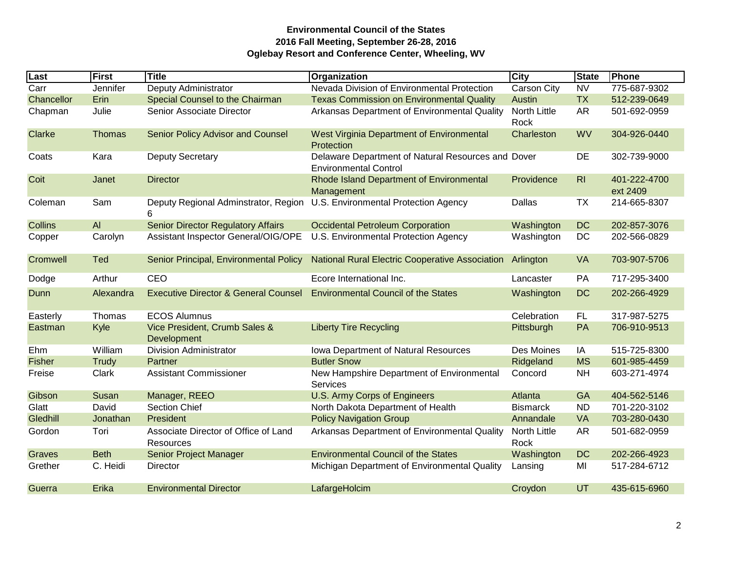**Environmental Council of the States**
**2016 Fall Meeting, September 26-28, 2016**
**Oglebay Resort and Conference Center, Wheeling, WV**

| Last | First | Title | Organization | City | State | Phone |
|---|---|---|---|---|---|---|
| Carr | Jennifer | Deputy Administrator | Nevada Division of Environmental Protection | Carson City | NV | 775-687-9302 |
| Chancellor | Erin | Special Counsel to the Chairman | Texas Commission on Environmental Quality | Austin | TX | 512-239-0649 |
| Chapman | Julie | Senior Associate Director | Arkansas Department of Environmental Quality | North Little Rock | AR | 501-692-0959 |
| Clarke | Thomas | Senior Policy Advisor and Counsel | West Virginia Department of Environmental Protection | Charleston | WV | 304-926-0440 |
| Coats | Kara | Deputy Secretary | Delaware Department of Natural Resources and Environmental Control | Dover | DE | 302-739-9000 |
| Coit | Janet | Director | Rhode Island Department of Environmental Management | Providence | RI | 401-222-4700 ext 2409 |
| Coleman | Sam | Deputy Regional Adminstrator, Region 6 | U.S. Environmental Protection Agency | Dallas | TX | 214-665-8307 |
| Collins | Al | Senior Director Regulatory Affairs | Occidental Petroleum Corporation | Washington | DC | 202-857-3076 |
| Copper | Carolyn | Assistant Inspector General/OIG/OPE | U.S. Environmental Protection Agency | Washington | DC | 202-566-0829 |
| Cromwell | Ted | Senior Principal, Environmental Policy | National Rural Electric Cooperative Association | Arlington | VA | 703-907-5706 |
| Dodge | Arthur | CEO | Ecore International Inc. | Lancaster | PA | 717-295-3400 |
| Dunn | Alexandra | Executive Director & General Counsel | Environmental Council of the States | Washington | DC | 202-266-4929 |
| Easterly | Thomas | ECOS Alumnus | | Celebration | FL | 317-987-5275 |
| Eastman | Kyle | Vice President, Crumb Sales & Development | Liberty Tire Recycling | Pittsburgh | PA | 706-910-9513 |
| Ehm | William | Division Administrator | Iowa Department of Natural Resources | Des Moines | IA | 515-725-8300 |
| Fisher | Trudy | Partner | Butler Snow | Ridgeland | MS | 601-985-4459 |
| Freise | Clark | Assistant Commissioner | New Hampshire Department of Environmental Services | Concord | NH | 603-271-4974 |
| Gibson | Susan | Manager, REEO | U.S. Army Corps of Engineers | Atlanta | GA | 404-562-5146 |
| Glatt | David | Section Chief | North Dakota Department of Health | Bismarck | ND | 701-220-3102 |
| Gledhill | Jonathan | President | Policy Navigation Group | Annandale | VA | 703-280-0430 |
| Gordon | Tori | Associate Director of Office of Land Resources | Arkansas Department of Environmental Quality | North Little Rock | AR | 501-682-0959 |
| Graves | Beth | Senior Project Manager | Environmental Council of the States | Washington | DC | 202-266-4923 |
| Grether | C. Heidi | Director | Michigan Department of Environmental Quality | Lansing | MI | 517-284-6712 |
| Guerra | Erika | Environmental Director | LafargeHolcim | Croydon | UT | 435-615-6960 |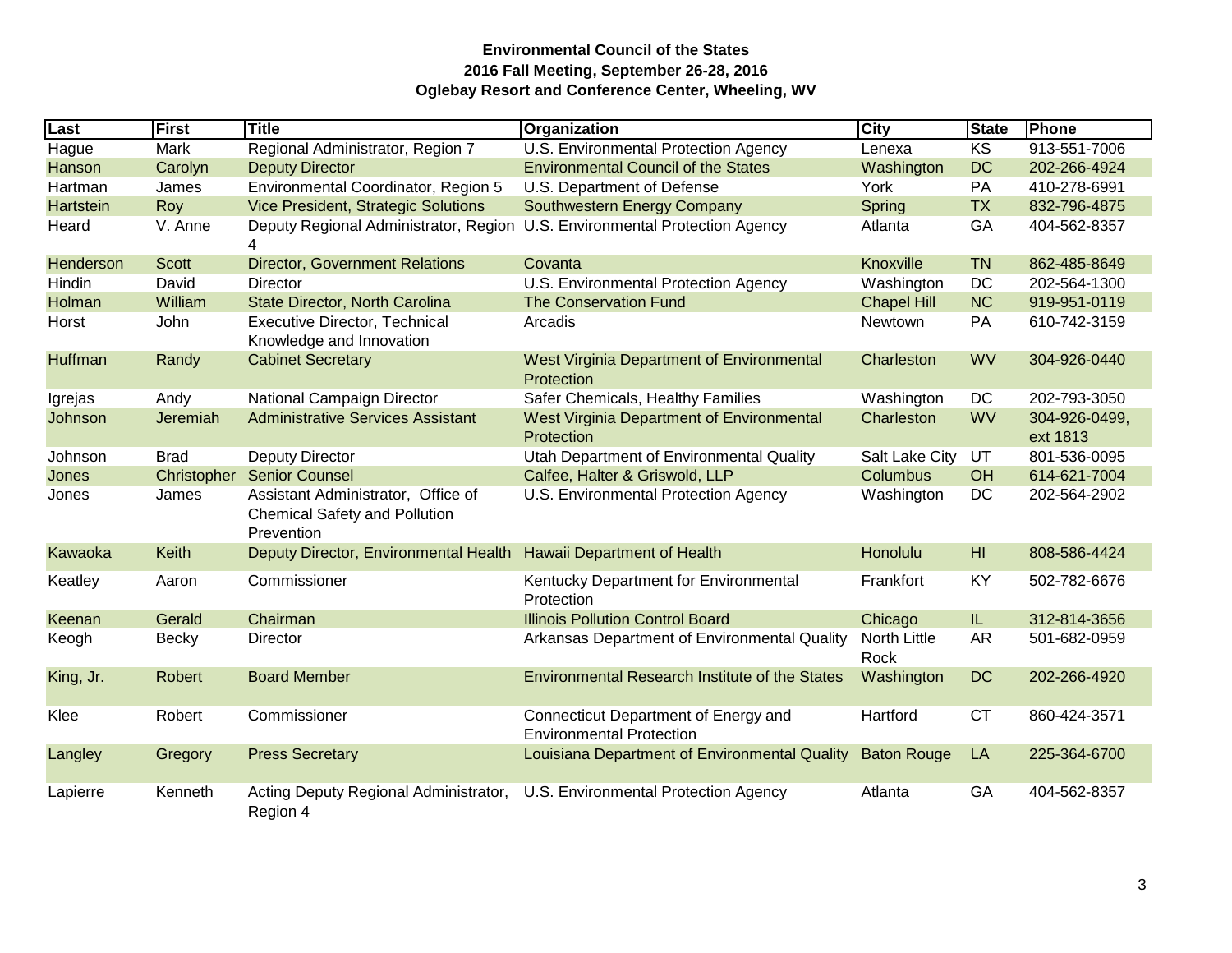**Environmental Council of the States**
**2016 Fall Meeting, September 26-28, 2016**
**Oglebay Resort and Conference Center, Wheeling, WV**

| Last | First | Title | Organization | City | State | Phone |
|---|---|---|---|---|---|---|
| Hague | Mark | Regional Administrator, Region 7 | U.S. Environmental Protection Agency | Lenexa | KS | 913-551-7006 |
| Hanson | Carolyn | Deputy Director | Environmental Council of the States | Washington | DC | 202-266-4924 |
| Hartman | James | Environmental Coordinator, Region 5 | U.S. Department of Defense | York | PA | 410-278-6991 |
| Hartstein | Roy | Vice President, Strategic Solutions | Southwestern Energy Company | Spring | TX | 832-796-4875 |
| Heard | V. Anne | Deputy Regional Administrator, Region 4 | U.S. Environmental Protection Agency | Atlanta | GA | 404-562-8357 |
| Henderson | Scott | Director, Government Relations | Covanta | Knoxville | TN | 862-485-8649 |
| Hindin | David | Director | U.S. Environmental Protection Agency | Washington | DC | 202-564-1300 |
| Holman | William | State Director, North Carolina | The Conservation Fund | Chapel Hill | NC | 919-951-0119 |
| Horst | John | Executive Director, Technical Knowledge and Innovation | Arcadis | Newtown | PA | 610-742-3159 |
| Huffman | Randy | Cabinet Secretary | West Virginia Department of Environmental Protection | Charleston | WV | 304-926-0440 |
| Igrejas | Andy | National Campaign Director | Safer Chemicals, Healthy Families | Washington | DC | 202-793-3050 |
| Johnson | Jeremiah | Administrative Services Assistant | West Virginia Department of Environmental Protection | Charleston | WV | 304-926-0499, ext 1813 |
| Johnson | Brad | Deputy Director | Utah Department of Environmental Quality | Salt Lake City | UT | 801-536-0095 |
| Jones | Christopher | Senior Counsel | Calfee, Halter & Griswold, LLP | Columbus | OH | 614-621-7004 |
| Jones | James | Assistant Administrator, Office of Chemical Safety and Pollution Prevention | U.S. Environmental Protection Agency | Washington | DC | 202-564-2902 |
| Kawaoka | Keith | Deputy Director, Environmental Health | Hawaii Department of Health | Honolulu | HI | 808-586-4424 |
| Keatley | Aaron | Commissioner | Kentucky Department for Environmental Protection | Frankfort | KY | 502-782-6676 |
| Keenan | Gerald | Chairman | Illinois Pollution Control Board | Chicago | IL | 312-814-3656 |
| Keogh | Becky | Director | Arkansas Department of Environmental Quality | North Little Rock | AR | 501-682-0959 |
| King, Jr. | Robert | Board Member | Environmental Research Institute of the States | Washington | DC | 202-266-4920 |
| Klee | Robert | Commissioner | Connecticut Department of Energy and Environmental Protection | Hartford | CT | 860-424-3571 |
| Langley | Gregory | Press Secretary | Louisiana Department of Environmental Quality | Baton Rouge | LA | 225-364-6700 |
| Lapierre | Kenneth | Acting Deputy Regional Administrator, Region 4 | U.S. Environmental Protection Agency | Atlanta | GA | 404-562-8357 |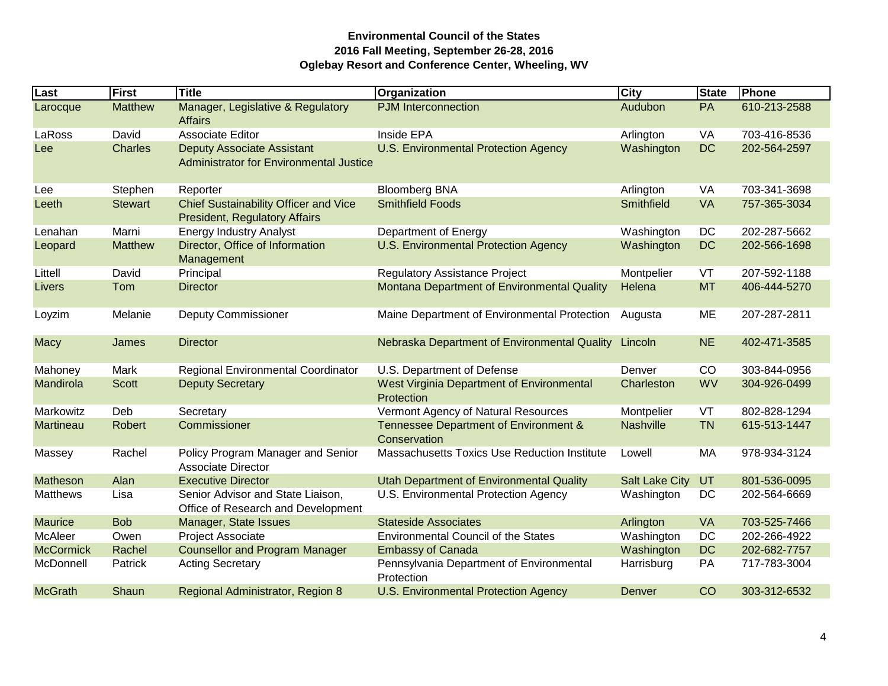**Environmental Council of the States**
**2016 Fall Meeting, September 26-28, 2016**
**Oglebay Resort and Conference Center, Wheeling, WV**

| Last | First | Title | Organization | City | State | Phone |
|---|---|---|---|---|---|---|
| Larocque | Matthew | Manager, Legislative & Regulatory Affairs | PJM Interconnection | Audubon | PA | 610-213-2588 |
| LaRoss | David | Associate Editor | Inside EPA | Arlington | VA | 703-416-8536 |
| Lee | Charles | Deputy Associate Assistant Administrator for Environmental Justice | U.S. Environmental Protection Agency | Washington | DC | 202-564-2597 |
| Lee | Stephen | Reporter | Bloomberg BNA | Arlington | VA | 703-341-3698 |
| Leeth | Stewart | Chief Sustainability Officer and Vice President, Regulatory Affairs | Smithfield Foods | Smithfield | VA | 757-365-3034 |
| Lenahan | Marni | Energy Industry Analyst | Department of Energy | Washington | DC | 202-287-5662 |
| Leopard | Matthew | Director, Office of Information Management | U.S. Environmental Protection Agency | Washington | DC | 202-566-1698 |
| Littell | David | Principal | Regulatory Assistance Project | Montpelier | VT | 207-592-1188 |
| Livers | Tom | Director | Montana Department of Environmental Quality | Helena | MT | 406-444-5270 |
| Loyzim | Melanie | Deputy Commissioner | Maine Department of Environmental Protection | Augusta | ME | 207-287-2811 |
| Macy | James | Director | Nebraska Department of Environmental Quality | Lincoln | NE | 402-471-3585 |
| Mahoney | Mark | Regional Environmental Coordinator | U.S. Department of Defense | Denver | CO | 303-844-0956 |
| Mandirola | Scott | Deputy Secretary | West Virginia Department of Environmental Protection | Charleston | WV | 304-926-0499 |
| Markowitz | Deb | Secretary | Vermont Agency of Natural Resources | Montpelier | VT | 802-828-1294 |
| Martineau | Robert | Commissioner | Tennessee Department of Environment & Conservation | Nashville | TN | 615-513-1447 |
| Massey | Rachel | Policy Program Manager and Senior Associate Director | Massachusetts Toxics Use Reduction Institute | Lowell | MA | 978-934-3124 |
| Matheson | Alan | Executive Director | Utah Department of Environmental Quality | Salt Lake City | UT | 801-536-0095 |
| Matthews | Lisa | Senior Advisor and State Liaison, Office of Research and Development | U.S. Environmental Protection Agency | Washington | DC | 202-564-6669 |
| Maurice | Bob | Manager, State Issues | Stateside Associates | Arlington | VA | 703-525-7466 |
| McAleer | Owen | Project Associate | Environmental Council of the States | Washington | DC | 202-266-4922 |
| McCormick | Rachel | Counsellor and Program Manager | Embassy of Canada | Washington | DC | 202-682-7757 |
| McDonnell | Patrick | Acting Secretary | Pennsylvania Department of Environmental Protection | Harrisburg | PA | 717-783-3004 |
| McGrath | Shaun | Regional Administrator, Region 8 | U.S. Environmental Protection Agency | Denver | CO | 303-312-6532 |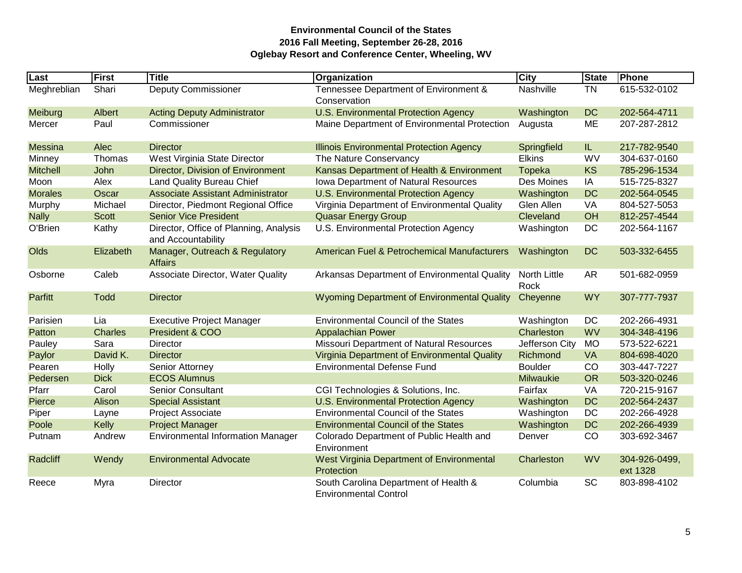**Environmental Council of the States**
**2016 Fall Meeting, September 26-28, 2016**
**Oglebay Resort and Conference Center, Wheeling, WV**

| Last | First | Title | Organization | City | State | Phone |
|---|---|---|---|---|---|---|
| Meghreblian | Shari | Deputy Commissioner | Tennessee Department of Environment & Conservation | Nashville | TN | 615-532-0102 |
| Meiburg | Albert | Acting Deputy Administrator | U.S. Environmental Protection Agency | Washington | DC | 202-564-4711 |
| Mercer | Paul | Commissioner | Maine Department of Environmental Protection | Augusta | ME | 207-287-2812 |
| Messina | Alec | Director | Illinois Environmental Protection Agency | Springfield | IL | 217-782-9540 |
| Minney | Thomas | West Virginia State Director | The Nature Conservancy | Elkins | WV | 304-637-0160 |
| Mitchell | John | Director, Division of Environment | Kansas Department of Health & Environment | Topeka | KS | 785-296-1534 |
| Moon | Alex | Land Quality Bureau Chief | Iowa Department of Natural Resources | Des Moines | IA | 515-725-8327 |
| Morales | Oscar | Associate Assistant Administrator | U.S. Environmental Protection Agency | Washington | DC | 202-564-0545 |
| Murphy | Michael | Director, Piedmont Regional Office | Virginia Department of Environmental Quality | Glen Allen | VA | 804-527-5053 |
| Nally | Scott | Senior Vice President | Quasar Energy Group | Cleveland | OH | 812-257-4544 |
| O'Brien | Kathy | Director, Office of Planning, Analysis and Accountability | U.S. Environmental Protection Agency | Washington | DC | 202-564-1167 |
| Olds | Elizabeth | Manager, Outreach & Regulatory Affairs | American Fuel & Petrochemical Manufacturers | Washington | DC | 503-332-6455 |
| Osborne | Caleb | Associate Director, Water Quality | Arkansas Department of Environmental Quality | North Little Rock | AR | 501-682-0959 |
| Parfitt | Todd | Director | Wyoming Department of Environmental Quality | Cheyenne | WY | 307-777-7937 |
| Parisien | Lia | Executive Project Manager | Environmental Council of the States | Washington | DC | 202-266-4931 |
| Patton | Charles | President & COO | Appalachian Power | Charleston | WV | 304-348-4196 |
| Pauley | Sara | Director | Missouri Department of Natural Resources | Jefferson City | MO | 573-522-6221 |
| Paylor | David K. | Director | Virginia Department of Environmental Quality | Richmond | VA | 804-698-4020 |
| Pearen | Holly | Senior Attorney | Environmental Defense Fund | Boulder | CO | 303-447-7227 |
| Pedersen | Dick | ECOS Alumnus | | Milwaukie | OR | 503-320-0246 |
| Pfarr | Carol | Senior Consultant | CGI Technologies & Solutions, Inc. | Fairfax | VA | 720-215-9167 |
| Pierce | Alison | Special Assistant | U.S. Environmental Protection Agency | Washington | DC | 202-564-2437 |
| Piper | Layne | Project Associate | Environmental Council of the States | Washington | DC | 202-266-4928 |
| Poole | Kelly | Project Manager | Environmental Council of the States | Washington | DC | 202-266-4939 |
| Putnam | Andrew | Environmental Information Manager | Colorado Department of Public Health and Environment | Denver | CO | 303-692-3467 |
| Radcliff | Wendy | Environmental Advocate | West Virginia Department of Environmental Protection | Charleston | WV | 304-926-0499, ext 1328 |
| Reece | Myra | Director | South Carolina Department of Health & Environmental Control | Columbia | SC | 803-898-4102 |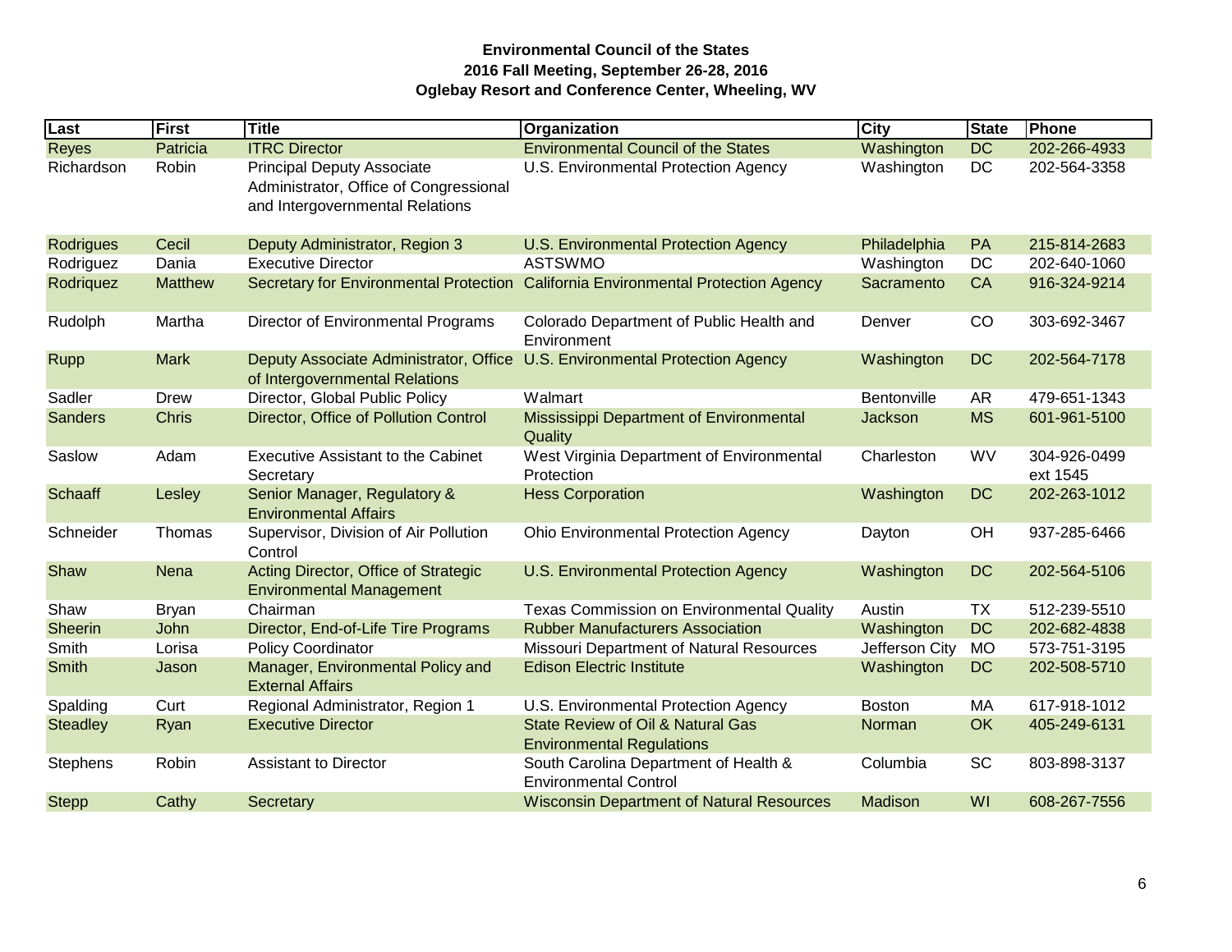**Environmental Council of the States**
**2016 Fall Meeting, September 26-28, 2016**
**Oglebay Resort and Conference Center, Wheeling, WV**

| Last | First | Title | Organization | City | State | Phone |
|---|---|---|---|---|---|---|
| Reyes | Patricia | ITRC Director | Environmental Council of the States | Washington | DC | 202-266-4933 |
| Richardson | Robin | Principal Deputy Associate Administrator, Office of Congressional and Intergovernmental Relations | U.S. Environmental Protection Agency | Washington | DC | 202-564-3358 |
| Rodrigues | Cecil | Deputy Administrator, Region 3 | U.S. Environmental Protection Agency | Philadelphia | PA | 215-814-2683 |
| Rodriguez | Dania | Executive Director | ASTSWMO | Washington | DC | 202-640-1060 |
| Rodriquez | Matthew | Secretary for Environmental Protection | California Environmental Protection Agency | Sacramento | CA | 916-324-9214 |
| Rudolph | Martha | Director of Environmental Programs | Colorado Department of Public Health and Environment | Denver | CO | 303-692-3467 |
| Rupp | Mark | Deputy Associate Administrator, Office of Intergovernmental Relations | U.S. Environmental Protection Agency | Washington | DC | 202-564-7178 |
| Sadler | Drew | Director, Global Public Policy | Walmart | Bentonville | AR | 479-651-1343 |
| Sanders | Chris | Director, Office of Pollution Control | Mississippi Department of Environmental Quality | Jackson | MS | 601-961-5100 |
| Saslow | Adam | Executive Assistant to the Cabinet Secretary | West Virginia Department of Environmental Protection | Charleston | WV | 304-926-0499 ext 1545 |
| Schaaff | Lesley | Senior Manager, Regulatory & Environmental Affairs | Hess Corporation | Washington | DC | 202-263-1012 |
| Schneider | Thomas | Supervisor, Division of Air Pollution Control | Ohio Environmental Protection Agency | Dayton | OH | 937-285-6466 |
| Shaw | Nena | Acting Director, Office of Strategic Environmental Management | U.S. Environmental Protection Agency | Washington | DC | 202-564-5106 |
| Shaw | Bryan | Chairman | Texas Commission on Environmental Quality | Austin | TX | 512-239-5510 |
| Sheerin | John | Director, End-of-Life Tire Programs | Rubber Manufacturers Association | Washington | DC | 202-682-4838 |
| Smith | Lorisa | Policy Coordinator | Missouri Department of Natural Resources | Jefferson City | MO | 573-751-3195 |
| Smith | Jason | Manager, Environmental Policy and External Affairs | Edison Electric Institute | Washington | DC | 202-508-5710 |
| Spalding | Curt | Regional Administrator, Region 1 | U.S. Environmental Protection Agency | Boston | MA | 617-918-1012 |
| Steadley | Ryan | Executive Director | State Review of Oil & Natural Gas Environmental Regulations | Norman | OK | 405-249-6131 |
| Stephens | Robin | Assistant to Director | South Carolina Department of Health & Environmental Control | Columbia | SC | 803-898-3137 |
| Stepp | Cathy | Secretary | Wisconsin Department of Natural Resources | Madison | WI | 608-267-7556 |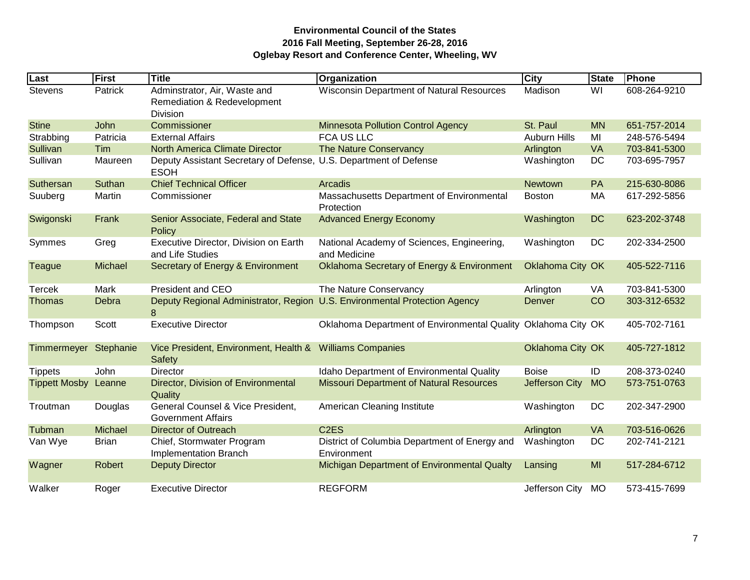**Environmental Council of the States**
**2016 Fall Meeting, September 26-28, 2016**
**Oglebay Resort and Conference Center, Wheeling, WV**

| Last | First | Title | Organization | City | State | Phone |
|---|---|---|---|---|---|---|
| Stevens | Patrick | Adminstrator, Air, Waste and Remediation & Redevelopment Division | Wisconsin Department of Natural Resources | Madison | WI | 608-264-9210 |
| Stine | John | Commissioner | Minnesota Pollution Control Agency | St. Paul | MN | 651-757-2014 |
| Strabbing | Patricia | External Affairs | FCA US LLC | Auburn Hills | MI | 248-576-5494 |
| Sullivan | Tim | North America Climate Director | The Nature Conservancy | Arlington | VA | 703-841-5300 |
| Sullivan | Maureen | Deputy Assistant Secretary of Defense, ESOH | U.S. Department of Defense | Washington | DC | 703-695-7957 |
| Suthersan | Suthan | Chief Technical Officer | Arcadis | Newtown | PA | 215-630-8086 |
| Suuberg | Martin | Commissioner | Massachusetts Department of Environmental Protection | Boston | MA | 617-292-5856 |
| Swigonski | Frank | Senior Associate, Federal and State Policy | Advanced Energy Economy | Washington | DC | 623-202-3748 |
| Symmes | Greg | Executive Director, Division on Earth and Life Studies | National Academy of Sciences, Engineering, and Medicine | Washington | DC | 202-334-2500 |
| Teague | Michael | Secretary of Energy & Environment | Oklahoma Secretary of Energy & Environment | Oklahoma City | OK | 405-522-7116 |
| Tercek | Mark | President and CEO | The Nature Conservancy | Arlington | VA | 703-841-5300 |
| Thomas | Debra | Deputy Regional Administrator, Region 8 | U.S. Environmental Protection Agency | Denver | CO | 303-312-6532 |
| Thompson | Scott | Executive Director | Oklahoma Department of Environmental Quality | Oklahoma City | OK | 405-702-7161 |
| Timmermeyer | Stephanie | Vice President, Environment, Health & Safety | Williams Companies | Oklahoma City | OK | 405-727-1812 |
| Tippets | John | Director | Idaho Department of Environmental Quality | Boise | ID | 208-373-0240 |
| Tippett Mosby | Leanne | Director, Division of Environmental Quality | Missouri Department of Natural Resources | Jefferson City | MO | 573-751-0763 |
| Troutman | Douglas | General Counsel & Vice President, Government Affairs | American Cleaning Institute | Washington | DC | 202-347-2900 |
| Tubman | Michael | Director of Outreach | C2ES | Arlington | VA | 703-516-0626 |
| Van Wye | Brian | Chief, Stormwater Program Implementation Branch | District of Columbia Department of Energy and Environment | Washington | DC | 202-741-2121 |
| Wagner | Robert | Deputy Director | Michigan Department of Environmental Qualty | Lansing | MI | 517-284-6712 |
| Walker | Roger | Executive Director | REGFORM | Jefferson City | MO | 573-415-7699 |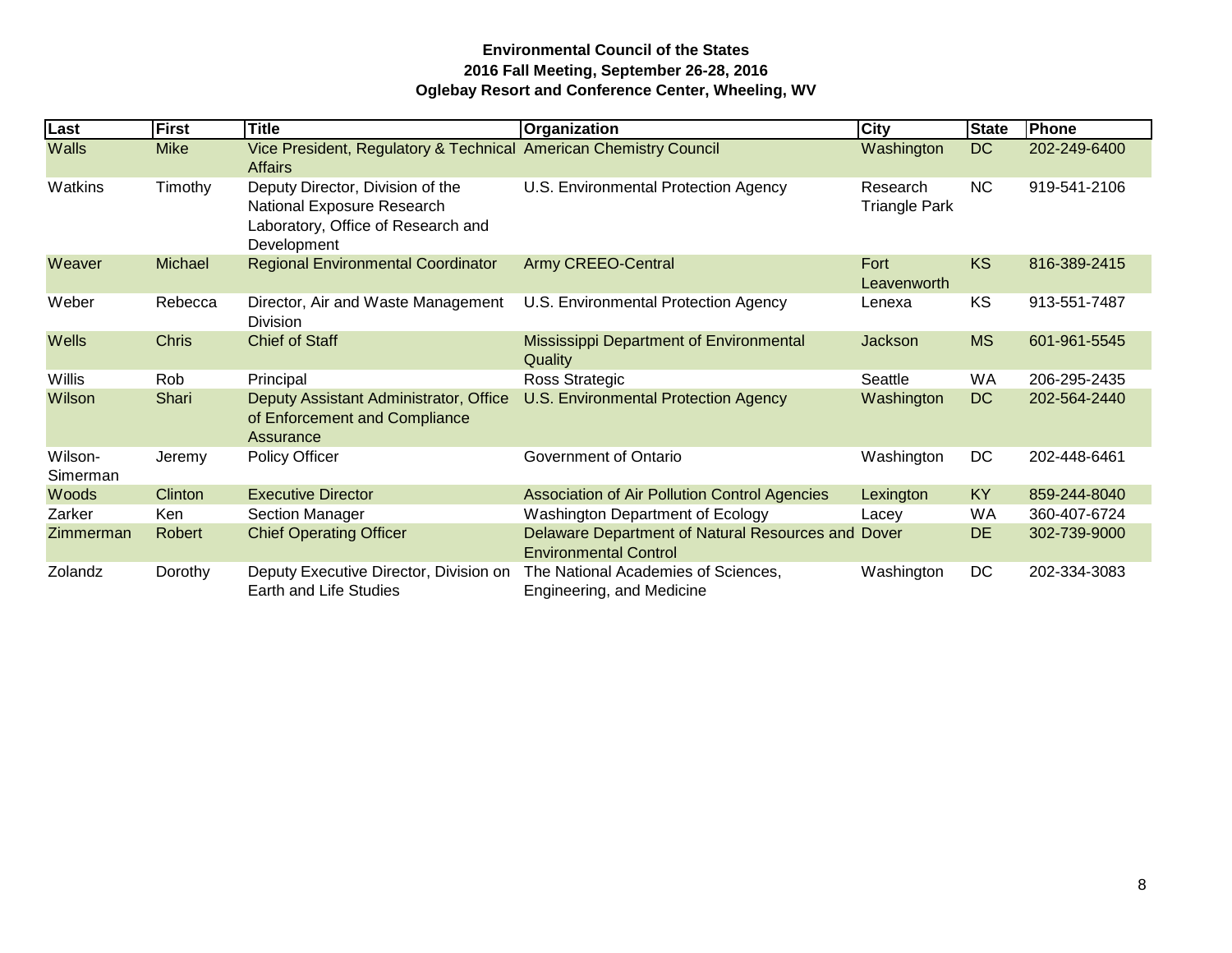**Environmental Council of the States**
**2016 Fall Meeting, September 26-28, 2016**
**Oglebay Resort and Conference Center, Wheeling, WV**

| Last | First | Title | Organization | City | State | Phone |
|---|---|---|---|---|---|---|
| Walls | Mike | Vice President, Regulatory & Technical Affairs | American Chemistry Council | Washington | DC | 202-249-6400 |
| Watkins | Timothy | Deputy Director, Division of the National Exposure Research Laboratory, Office of Research and Development | U.S. Environmental Protection Agency | Research Triangle Park | NC | 919-541-2106 |
| Weaver | Michael | Regional Environmental Coordinator | Army CREEO-Central | Fort Leavenworth | KS | 816-389-2415 |
| Weber | Rebecca | Director, Air and Waste Management Division | U.S. Environmental Protection Agency | Lenexa | KS | 913-551-7487 |
| Wells | Chris | Chief of Staff | Mississippi Department of Environmental Quality | Jackson | MS | 601-961-5545 |
| Willis | Rob | Principal | Ross Strategic | Seattle | WA | 206-295-2435 |
| Wilson | Shari | Deputy Assistant Administrator, Office of Enforcement and Compliance Assurance | U.S. Environmental Protection Agency | Washington | DC | 202-564-2440 |
| Wilson-Simerman | Jeremy | Policy Officer | Government of Ontario | Washington | DC | 202-448-6461 |
| Woods | Clinton | Executive Director | Association of Air Pollution Control Agencies | Lexington | KY | 859-244-8040 |
| Zarker | Ken | Section Manager | Washington Department of Ecology | Lacey | WA | 360-407-6724 |
| Zimmerman | Robert | Chief Operating Officer | Delaware Department of Natural Resources and Environmental Control | Dover | DE | 302-739-9000 |
| Zolandz | Dorothy | Deputy Executive Director, Division on Earth and Life Studies | The National Academies of Sciences, Engineering, and Medicine | Washington | DC | 202-334-3083 |